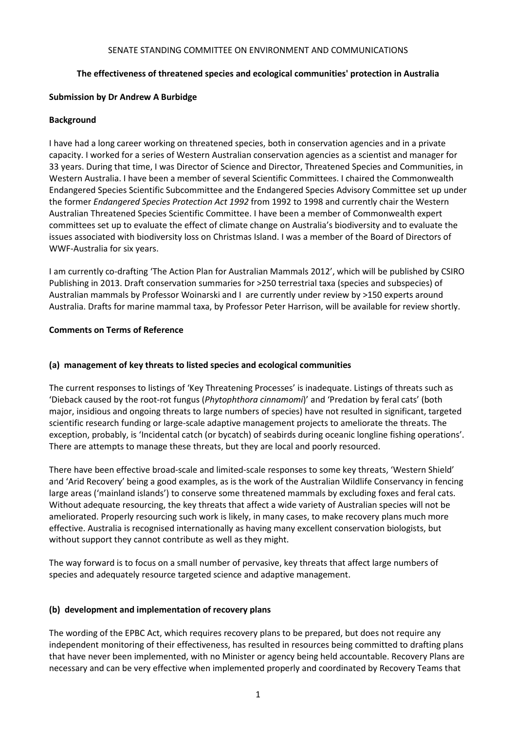SENATE STANDING COMMITTEE ON ENVIRONMENT AND COMMUNICATIONS

**The effectiveness of threatened species and ecological communities' protection in Australia**

**Submission by Dr Andrew A Burbidge**

**Background**

I have had a long career working on threatened species, both in conservation agencies and in a private capacity. I worked for a series of Western Australian conservation agencies as a scientist and manager for 33 years. During that time, I was Director of Science and Director, Threatened Species and Communities, in Western Australia. I have been a member of several Scientific Committees. I chaired the Commonwealth Endangered Species Scientific Subcommittee and the Endangered Species Advisory Committee set up under the former *Endangered Species Protection Act 1992* from 1992 to 1998 and currently chair the Western Australian Threatened Species Scientific Committee. I have been a member of Commonwealth expert committees set up to evaluate the effect of climate change on Australia's biodiversity and to evaluate the issues associated with biodiversity loss on Christmas Island. I was a member of the Board of Directors of WWF-Australia for six years.

I am currently co-drafting 'The Action Plan for Australian Mammals 2012', which will be published by CSIRO Publishing in 2013. Draft conservation summaries for >250 terrestrial taxa (species and subspecies) of Australian mammals by Professor Woinarski and I are currently under review by >150 experts around Australia. Drafts for marine mammal taxa, by Professor Peter Harrison, will be available for review shortly.

**Comments on Terms of Reference**

**(a) management of key threats to listed species and ecological communities**

The current responses to listings of 'Key Threatening Processes' is inadequate. Listings of threats such as 'Dieback caused by the root-rot fungus (*Phytophthora cinnamomi*)' and 'Predation by feral cats' (both major, insidious and ongoing threats to large numbers of species) have not resulted in significant, targeted scientific research funding or large-scale adaptive management projects to ameliorate the threats. The exception, probably, is 'Incidental catch (or bycatch) of seabirds during oceanic longline fishing operations'. There are attempts to manage these threats, but they are local and poorly resourced.

There have been effective broad-scale and limited-scale responses to some key threats, 'Western Shield' and 'Arid Recovery' being a good examples, as is the work of the Australian Wildlife Conservancy in fencing large areas ('mainland islands') to conserve some threatened mammals by excluding foxes and feral cats. Without adequate resourcing, the key threats that affect a wide variety of Australian species will not be ameliorated. Properly resourcing such work is likely, in many cases, to make recovery plans much more effective. Australia is recognised internationally as having many excellent conservation biologists, but without support they cannot contribute as well as they might.

The way forward is to focus on a small number of pervasive, key threats that affect large numbers of species and adequately resource targeted science and adaptive management.

**(b) development and implementation of recovery plans**

The wording of the EPBC Act, which requires recovery plans to be prepared, but does not require any independent monitoring of their effectiveness, has resulted in resources being committed to drafting plans that have never been implemented, with no Minister or agency being held accountable. Recovery Plans are necessary and can be very effective when implemented properly and coordinated by Recovery Teams that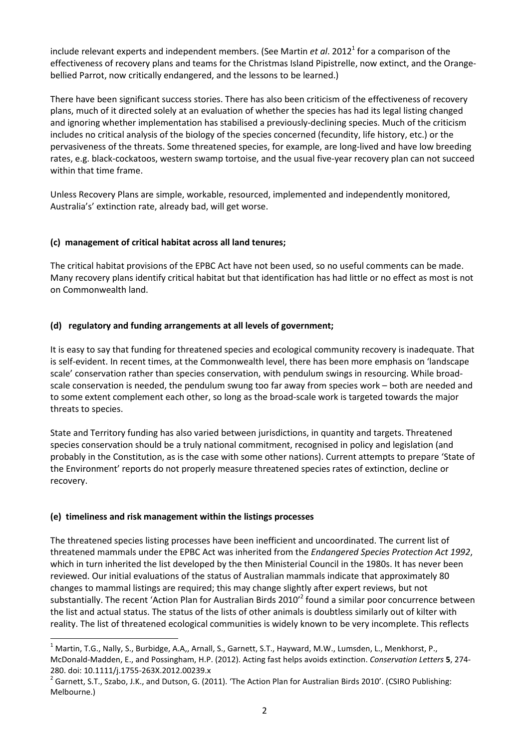include relevant experts and independent members. (See Martin *et al*. 2012[1] for a comparison of the effectiveness of recovery plans and teams for the Christmas Island Pipistrelle, now extinct, and the Orange-bellied Parrot, now critically endangered, and the lessons to be learned.)

There have been significant success stories. There has also been criticism of the effectiveness of recovery plans, much of it directed solely at an evaluation of whether the species has had its legal listing changed and ignoring whether implementation has stabilised a previously-declining species. Much of the criticism includes no critical analysis of the biology of the species concerned (fecundity, life history, etc.) or the pervasiveness of the threats. Some threatened species, for example, are long-lived and have low breeding rates, e.g. black-cockatoos, western swamp tortoise, and the usual five-year recovery plan can not succeed within that time frame.

Unless Recovery Plans are simple, workable, resourced, implemented and independently monitored, Australia's' extinction rate, already bad, will get worse.

### (c) management of critical habitat across all land tenures;

The critical habitat provisions of the EPBC Act have not been used, so no useful comments can be made. Many recovery plans identify critical habitat but that identification has had little or no effect as most is not on Commonwealth land.

### (d) regulatory and funding arrangements at all levels of government;

It is easy to say that funding for threatened species and ecological community recovery is inadequate. That is self-evident. In recent times, at the Commonwealth level, there has been more emphasis on 'landscape scale' conservation rather than species conservation, with pendulum swings in resourcing. While broad-scale conservation is needed, the pendulum swung too far away from species work – both are needed and to some extent complement each other, so long as the broad-scale work is targeted towards the major threats to species.

State and Territory funding has also varied between jurisdictions, in quantity and targets. Threatened species conservation should be a truly national commitment, recognised in policy and legislation (and probably in the Constitution, as is the case with some other nations). Current attempts to prepare 'State of the Environment' reports do not properly measure threatened species rates of extinction, decline or recovery.

### (e) timeliness and risk management within the listings processes

The threatened species listing processes have been inefficient and uncoordinated. The current list of threatened mammals under the EPBC Act was inherited from the *Endangered Species Protection Act 1992*, which in turn inherited the list developed by the then Ministerial Council in the 1980s. It has never been reviewed. Our initial evaluations of the status of Australian mammals indicate that approximately 80 changes to mammal listings are required; this may change slightly after expert reviews, but not substantially. The recent 'Action Plan for Australian Birds 2010'[2] found a similar poor concurrence between the list and actual status. The status of the lists of other animals is doubtless similarly out of kilter with reality. The list of threatened ecological communities is widely known to be very incomplete. This reflects

---

[1] Martin, T.G., Nally, S., Burbidge, A.A,, Arnall, S., Garnett, S.T., Hayward, M.W., Lumsden, L., Menkhorst, P., McDonald-Madden, E., and Possingham, H.P. (2012). Acting fast helps avoids extinction. *Conservation Letters* **5**, 274-280. doi: 10.1111/j.1755-263X.2012.00239.x

[2] Garnett, S.T., Szabo, J.K., and Dutson, G. (2011). 'The Action Plan for Australian Birds 2010'. (CSIRO Publishing: Melbourne.)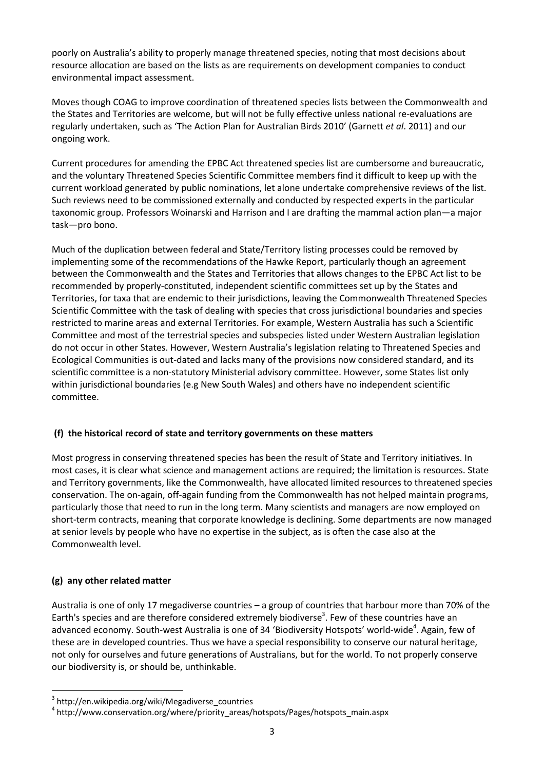poorly on Australia's ability to properly manage threatened species, noting that most decisions about resource allocation are based on the lists as are requirements on development companies to conduct environmental impact assessment.

Moves though COAG to improve coordination of threatened species lists between the Commonwealth and the States and Territories are welcome, but will not be fully effective unless national re-evaluations are regularly undertaken, such as 'The Action Plan for Australian Birds 2010' (Garnett *et al*. 2011) and our ongoing work.

Current procedures for amending the EPBC Act threatened species list are cumbersome and bureaucratic, and the voluntary Threatened Species Scientific Committee members find it difficult to keep up with the current workload generated by public nominations, let alone undertake comprehensive reviews of the list. Such reviews need to be commissioned externally and conducted by respected experts in the particular taxonomic group. Professors Woinarski and Harrison and I are drafting the mammal action plan—a major task—pro bono.

Much of the duplication between federal and State/Territory listing processes could be removed by implementing some of the recommendations of the Hawke Report, particularly though an agreement between the Commonwealth and the States and Territories that allows changes to the EPBC Act list to be recommended by properly-constituted, independent scientific committees set up by the States and Territories, for taxa that are endemic to their jurisdictions, leaving the Commonwealth Threatened Species Scientific Committee with the task of dealing with species that cross jurisdictional boundaries and species restricted to marine areas and external Territories. For example, Western Australia has such a Scientific Committee and most of the terrestrial species and subspecies listed under Western Australian legislation do not occur in other States. However, Western Australia's legislation relating to Threatened Species and Ecological Communities is out-dated and lacks many of the provisions now considered standard, and its scientific committee is a non-statutory Ministerial advisory committee. However, some States list only within jurisdictional boundaries (e.g New South Wales) and others have no independent scientific committee.

**(f) the historical record of state and territory governments on these matters**

Most progress in conserving threatened species has been the result of State and Territory initiatives. In most cases, it is clear what science and management actions are required; the limitation is resources. State and Territory governments, like the Commonwealth, have allocated limited resources to threatened species conservation. The on-again, off-again funding from the Commonwealth has not helped maintain programs, particularly those that need to run in the long term. Many scientists and managers are now employed on short-term contracts, meaning that corporate knowledge is declining. Some departments are now managed at senior levels by people who have no expertise in the subject, as is often the case also at the Commonwealth level.

**(g) any other related matter**

Australia is one of only 17 megadiverse countries – a group of countries that harbour more than 70% of the Earth's species and are therefore considered extremely biodiverse[3]. Few of these countries have an advanced economy. South-west Australia is one of 34 'Biodiversity Hotspots' world-wide[4]. Again, few of these are in developed countries. Thus we have a special responsibility to conserve our natural heritage, not only for ourselves and future generations of Australians, but for the world. To not properly conserve our biodiversity is, or should be, unthinkable.

[3] http://en.wikipedia.org/wiki/Megadiverse_countries

[4] http://www.conservation.org/where/priority_areas/hotspots/Pages/hotspots_main.aspx